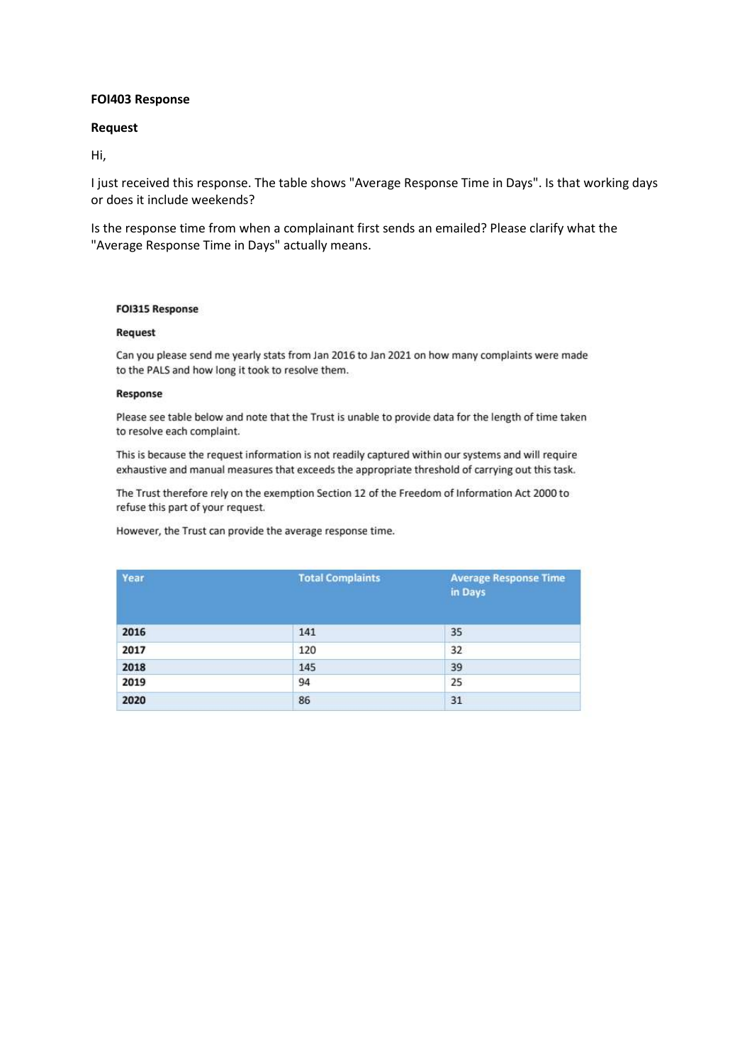**FOI403 Response**

**Request**

Hi,

I just received this response. The table shows "Average Response Time in Days". Is that working days or does it include weekends?

Is the response time from when a complainant first sends an emailed? Please clarify what the "Average Response Time in Days" actually means.

**FOI315 Response**

**Request**

Can you please send me yearly stats from Jan 2016 to Jan 2021 on how many complaints were made to the PALS and how long it took to resolve them.

**Response**

Please see table below and note that the Trust is unable to provide data for the length of time taken to resolve each complaint.

This is because the request information is not readily captured within our systems and will require exhaustive and manual measures that exceeds the appropriate threshold of carrying out this task.

The Trust therefore rely on the exemption Section 12 of the Freedom of Information Act 2000 to refuse this part of your request.

However, the Trust can provide the average response time.

| Year | Total Complaints | Average Response Time in Days |
|---|---|---|
| **2016** | 141 | 35 |
| **2017** | 120 | 32 |
| **2018** | 145 | 39 |
| **2019** | 94 | 25 |
| **2020** | 86 | 31 |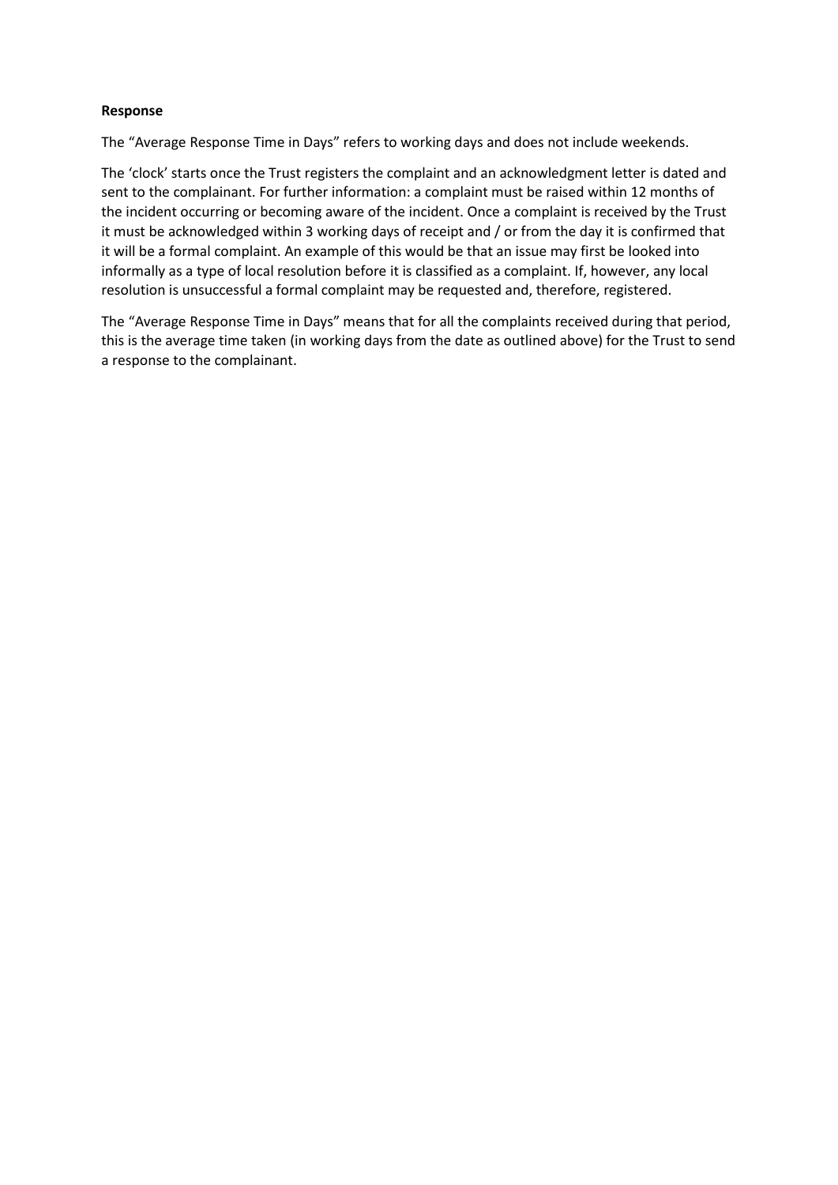**Response**

The “Average Response Time in Days” refers to working days and does not include weekends.

The ‘clock’ starts once the Trust registers the complaint and an acknowledgment letter is dated and sent to the complainant. For further information: a complaint must be raised within 12 months of the incident occurring or becoming aware of the incident. Once a complaint is received by the Trust it must be acknowledged within 3 working days of receipt and / or from the day it is confirmed that it will be a formal complaint. An example of this would be that an issue may first be looked into informally as a type of local resolution before it is classified as a complaint. If, however, any local resolution is unsuccessful a formal complaint may be requested and, therefore, registered.

The “Average Response Time in Days” means that for all the complaints received during that period, this is the average time taken (in working days from the date as outlined above) for the Trust to send a response to the complainant.